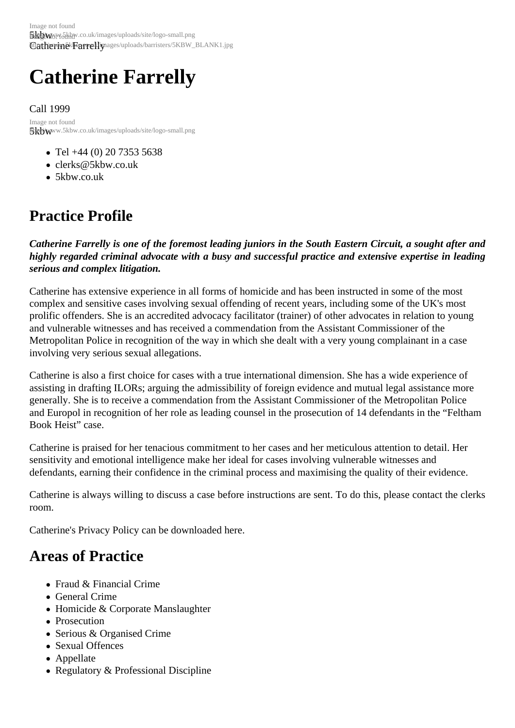# Catherine Farrelly

Call 1999

- Tel +44 (0) 20 7353 5638
- clerks@5kbw.co.uk
- 5kbw.co.uk

## Practice Profile

***Catherine Farrelly is one of the foremost leading juniors in the South Eastern Circuit, a sought after and highly regarded criminal advocate with a busy and successful practice and extensive expertise in leading serious and complex litigation.***

Catherine has extensive experience in all forms of homicide and has been instructed in some of the most complex and sensitive cases involving sexual offending of recent years, including some of the UK's most prolific offenders. She is an accredited advocacy facilitator (trainer) of other advocates in relation to young and vulnerable witnesses and has received a commendation from the Assistant Commissioner of the Metropolitan Police in recognition of the way in which she dealt with a very young complainant in a case involving very serious sexual allegations.

Catherine is also a first choice for cases with a true international dimension. She has a wide experience of assisting in drafting ILORs; arguing the admissibility of foreign evidence and mutual legal assistance more generally. She is to receive a commendation from the Assistant Commissioner of the Metropolitan Police and Europol in recognition of her role as leading counsel in the prosecution of 14 defendants in the "Feltham Book Heist" case.

Catherine is praised for her tenacious commitment to her cases and her meticulous attention to detail. Her sensitivity and emotional intelligence make her ideal for cases involving vulnerable witnesses and defendants, earning their confidence in the criminal process and maximising the quality of their evidence.

Catherine is always willing to discuss a case before instructions are sent. To do this, please contact the clerks room.

Catherine's Privacy Policy can be downloaded here.

## Areas of Practice

- Fraud & Financial Crime
- General Crime
- Homicide & Corporate Manslaughter
- Prosecution
- Serious & Organised Crime
- Sexual Offences
- Appellate
- Regulatory & Professional Discipline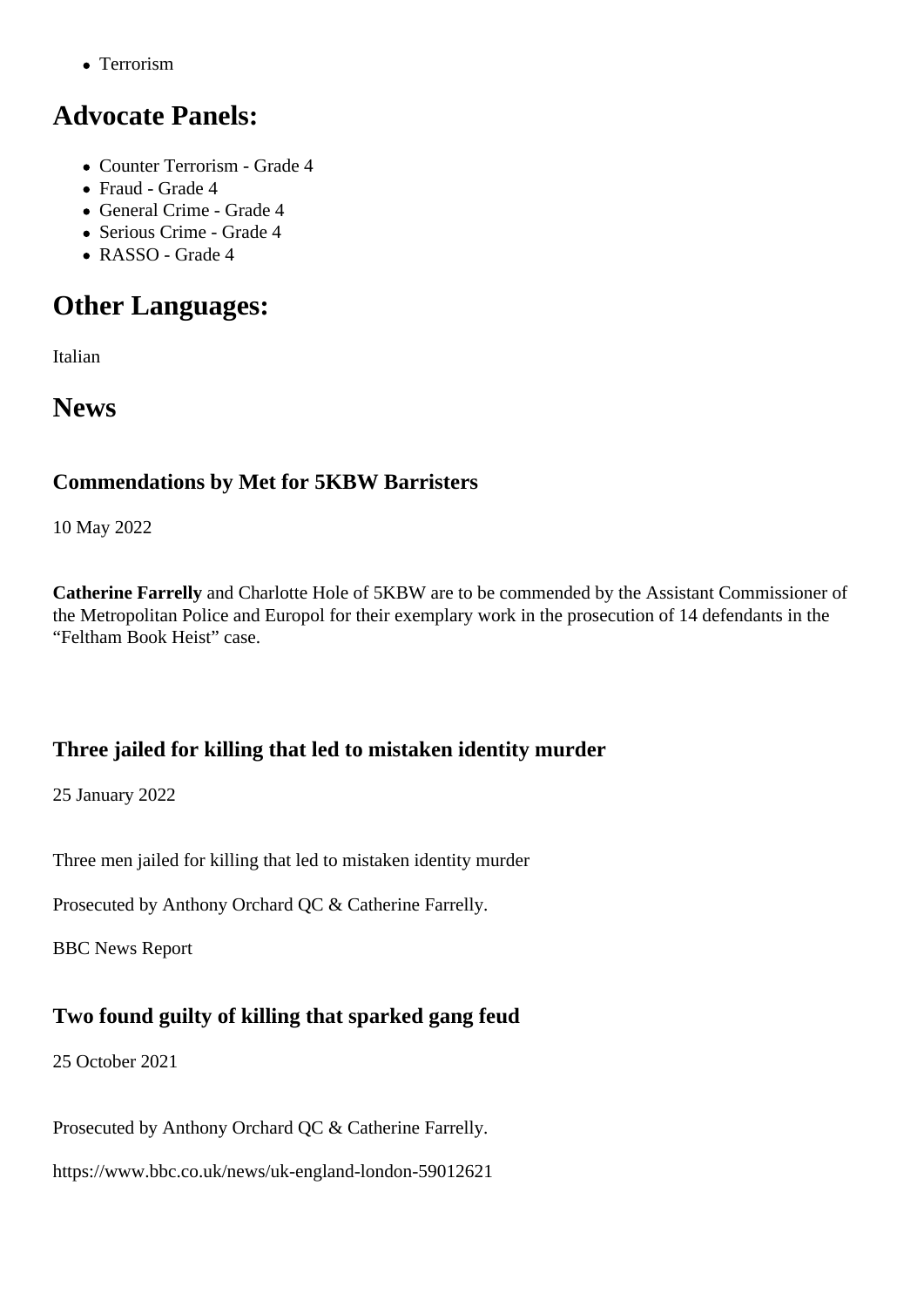- Terrorism

## Advocate Panels:

- Counter Terrorism - Grade 4
- Fraud - Grade 4
- General Crime - Grade 4
- Serious Crime - Grade 4
- RASSO - Grade 4

## Other Languages:

Italian

## News

### Commendations by Met for 5KBW Barristers

10 May 2022

**Catherine Farrelly** and Charlotte Hole of 5KBW are to be commended by the Assistant Commissioner of the Metropolitan Police and Europol for their exemplary work in the prosecution of 14 defendants in the "Feltham Book Heist" case.

### Three jailed for killing that led to mistaken identity murder

25 January 2022

Three men jailed for killing that led to mistaken identity murder

Prosecuted by Anthony Orchard QC & Catherine Farrelly.

BBC News Report

### Two found guilty of killing that sparked gang feud

25 October 2021

Prosecuted by Anthony Orchard QC & Catherine Farrelly.

https://www.bbc.co.uk/news/uk-england-london-59012621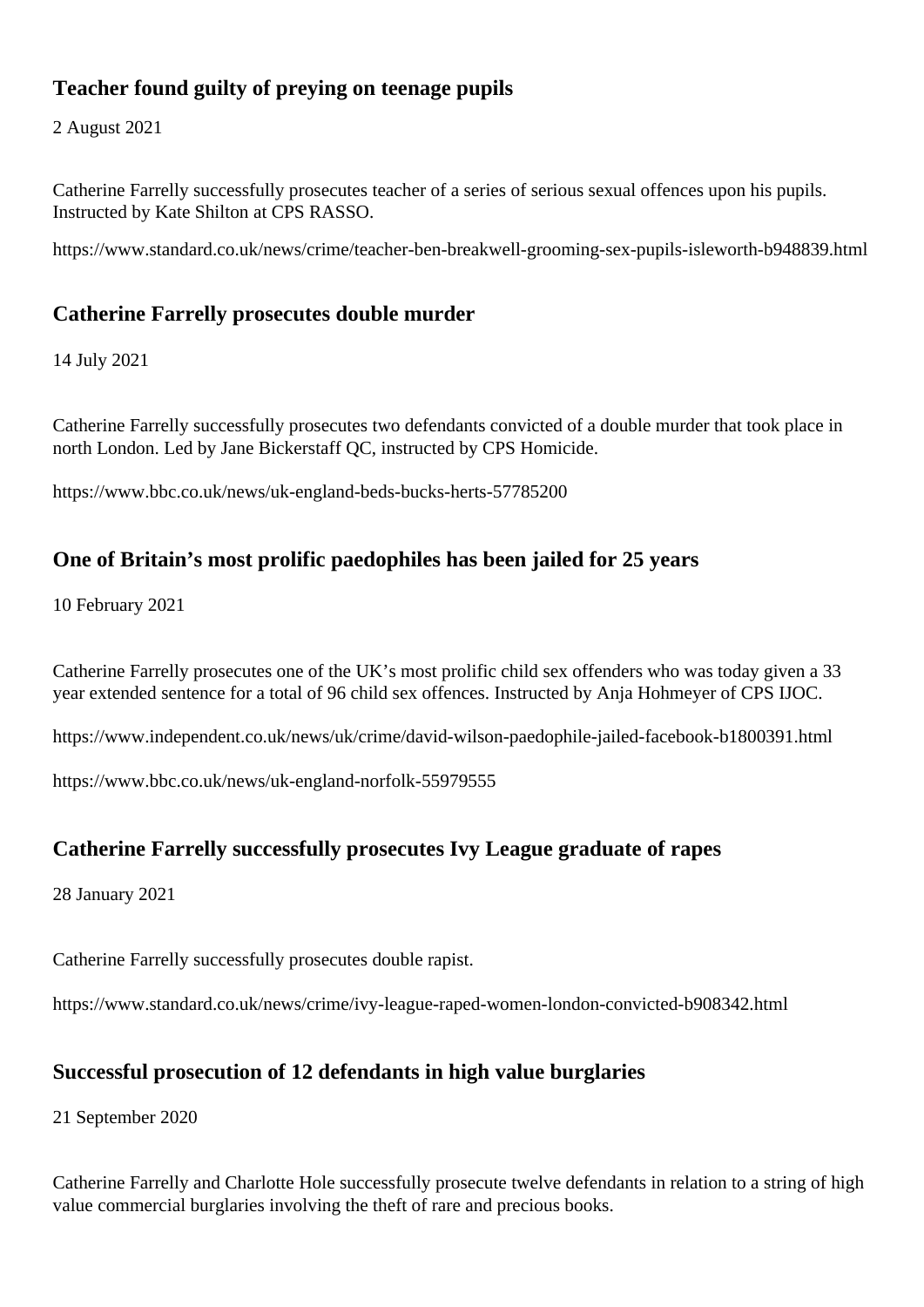### Teacher found guilty of preying on teenage pupils

2 August 2021

Catherine Farrelly successfully prosecutes teacher of a series of serious sexual offences upon his pupils. Instructed by Kate Shilton at CPS RASSO.

https://www.standard.co.uk/news/crime/teacher-ben-breakwell-grooming-sex-pupils-isleworth-b948839.html

### Catherine Farrelly prosecutes double murder

14 July 2021

Catherine Farrelly successfully prosecutes two defendants convicted of a double murder that took place in north London. Led by Jane Bickerstaff QC, instructed by CPS Homicide.

https://www.bbc.co.uk/news/uk-england-beds-bucks-herts-57785200

### One of Britain's most prolific paedophiles has been jailed for 25 years

10 February 2021

Catherine Farrelly prosecutes one of the UK's most prolific child sex offenders who was today given a 33 year extended sentence for a total of 96 child sex offences. Instructed by Anja Hohmeyer of CPS IJOC.

https://www.independent.co.uk/news/uk/crime/david-wilson-paedophile-jailed-facebook-b1800391.html

https://www.bbc.co.uk/news/uk-england-norfolk-55979555

### Catherine Farrelly successfully prosecutes Ivy League graduate of rapes

28 January 2021

Catherine Farrelly successfully prosecutes double rapist.

https://www.standard.co.uk/news/crime/ivy-league-raped-women-london-convicted-b908342.html

### Successful prosecution of 12 defendants in high value burglaries

21 September 2020

Catherine Farrelly and Charlotte Hole successfully prosecute twelve defendants in relation to a string of high value commercial burglaries involving the theft of rare and precious books.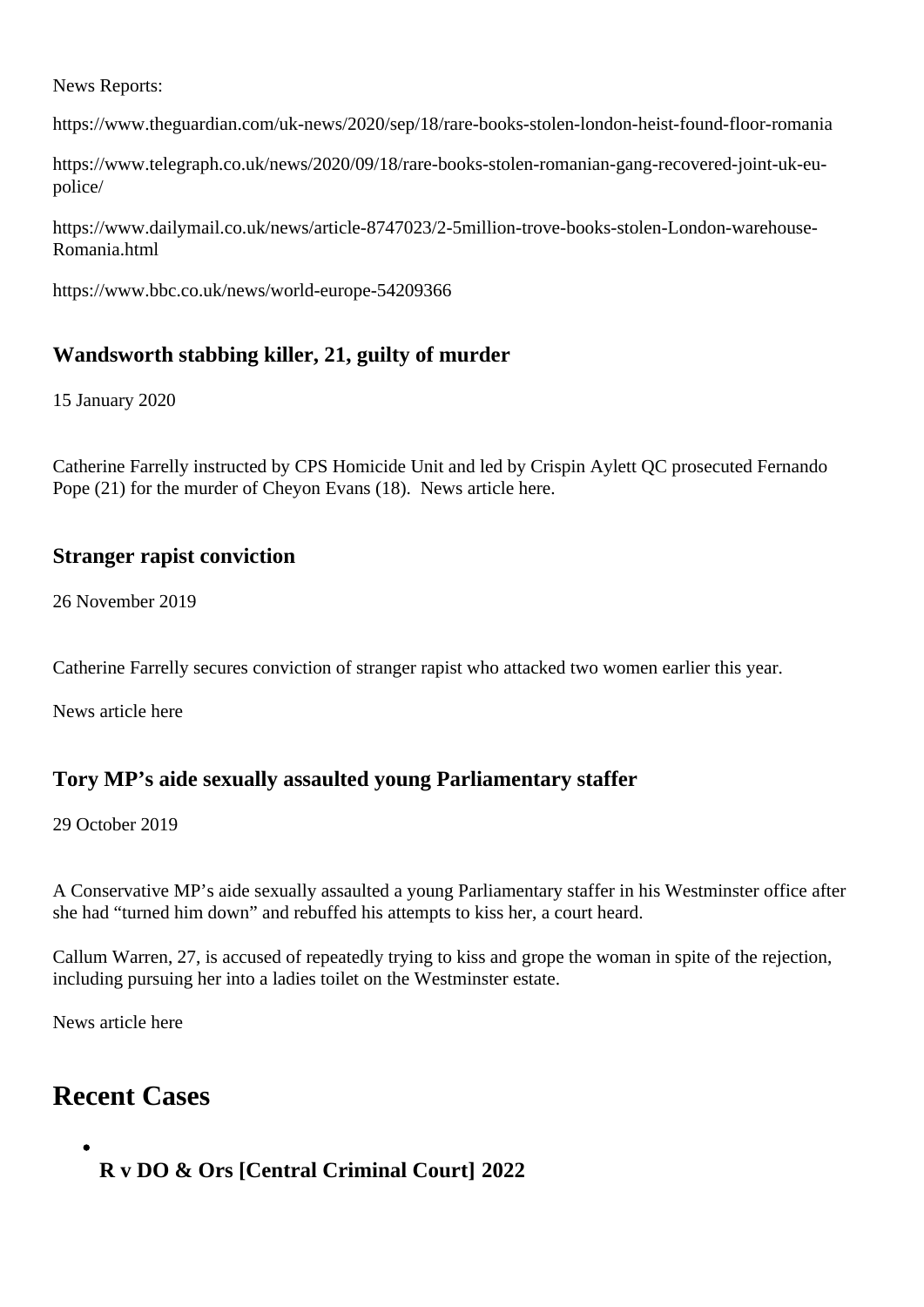News Reports:

https://www.theguardian.com/uk-news/2020/sep/18/rare-books-stolen-london-heist-found-floor-romania

https://www.telegraph.co.uk/news/2020/09/18/rare-books-stolen-romanian-gang-recovered-joint-uk-eu-police/

https://www.dailymail.co.uk/news/article-8747023/2-5million-trove-books-stolen-London-warehouse-Romania.html

https://www.bbc.co.uk/news/world-europe-54209366

### Wandsworth stabbing killer, 21, guilty of murder

15 January 2020

Catherine Farrelly instructed by CPS Homicide Unit and led by Crispin Aylett QC prosecuted Fernando Pope (21) for the murder of Cheyon Evans (18). News article here.

### Stranger rapist conviction

26 November 2019

Catherine Farrelly secures conviction of stranger rapist who attacked two women earlier this year.

News article here

### Tory MP's aide sexually assaulted young Parliamentary staffer

29 October 2019

A Conservative MP's aide sexually assaulted a young Parliamentary staffer in his Westminster office after she had "turned him down" and rebuffed his attempts to kiss her, a court heard.

Callum Warren, 27, is accused of repeatedly trying to kiss and grope the woman in spite of the rejection, including pursuing her into a ladies toilet on the Westminster estate.

News article here

## Recent Cases

- **R v DO & Ors [Central Criminal Court] 2022**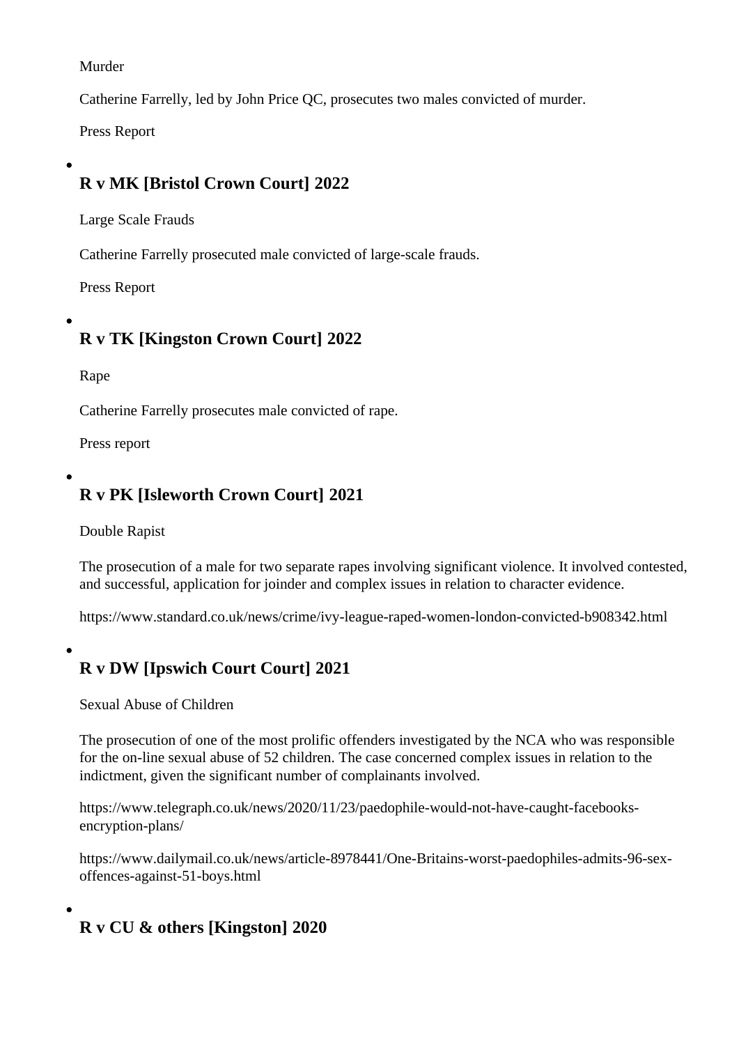Murder

Catherine Farrelly, led by John Price QC, prosecutes two males convicted of murder.

Press Report

- ### R v MK [Bristol Crown Court] 2022

  Large Scale Frauds

  Catherine Farrelly prosecuted male convicted of large-scale frauds.

  Press Report

- ### R v TK [Kingston Crown Court] 2022

  Rape

  Catherine Farrelly prosecutes male convicted of rape.

  Press report

- ### R v PK [Isleworth Crown Court] 2021

  Double Rapist

  The prosecution of a male for two separate rapes involving significant violence. It involved contested, and successful, application for joinder and complex issues in relation to character evidence.

  https://www.standard.co.uk/news/crime/ivy-league-raped-women-london-convicted-b908342.html

- ### R v DW [Ipswich Court Court] 2021

  Sexual Abuse of Children

  The prosecution of one of the most prolific offenders investigated by the NCA who was responsible for the on-line sexual abuse of 52 children. The case concerned complex issues in relation to the indictment, given the significant number of complainants involved.

  https://www.telegraph.co.uk/news/2020/11/23/paedophile-would-not-have-caught-facebooks-encryption-plans/

  https://www.dailymail.co.uk/news/article-8978441/One-Britains-worst-paedophiles-admits-96-sex-offences-against-51-boys.html

- ### R v CU & others [Kingston] 2020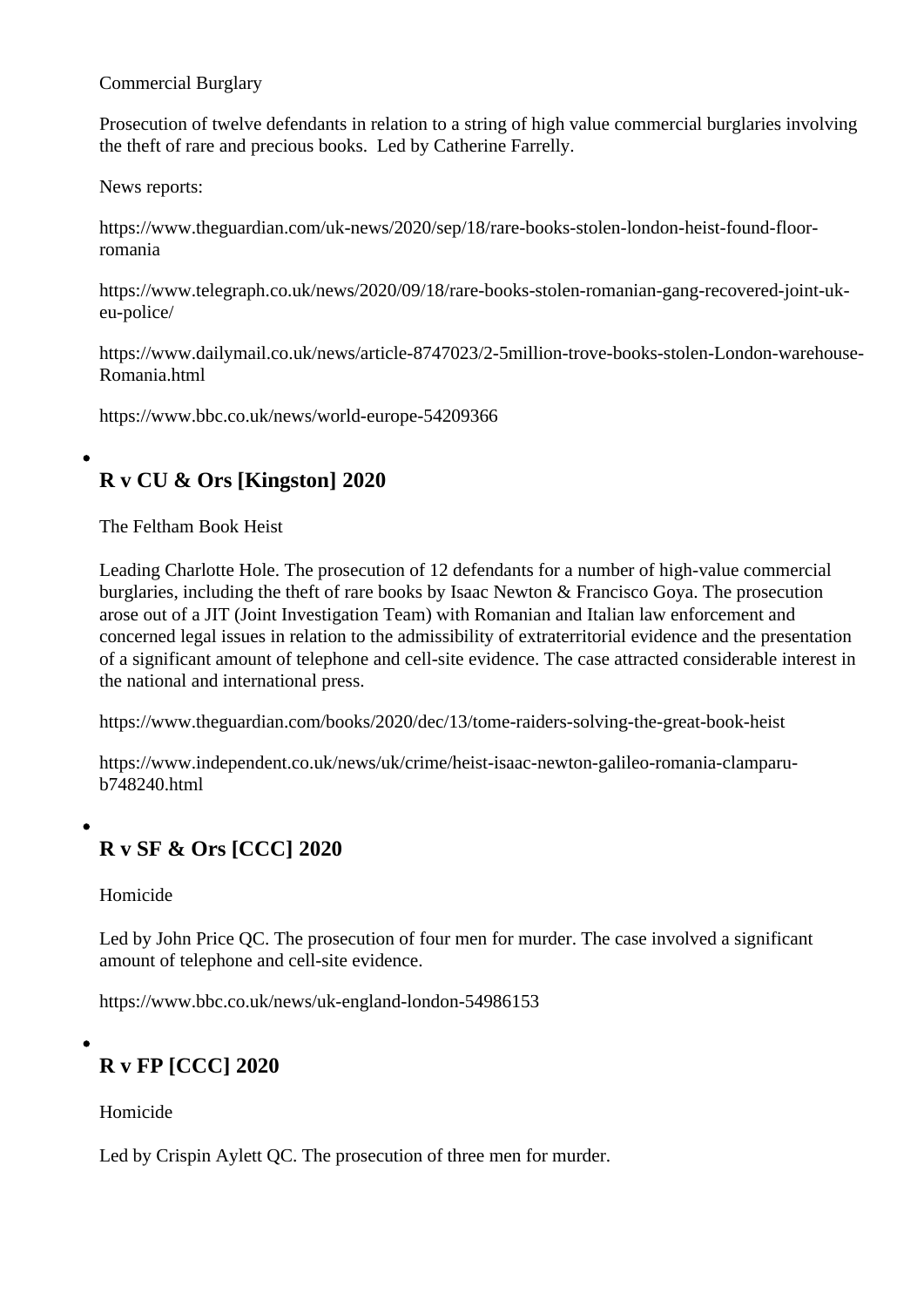Commercial Burglary

Prosecution of twelve defendants in relation to a string of high value commercial burglaries involving the theft of rare and precious books. Led by Catherine Farrelly.

News reports:

https://www.theguardian.com/uk-news/2020/sep/18/rare-books-stolen-london-heist-found-floor-romania

https://www.telegraph.co.uk/news/2020/09/18/rare-books-stolen-romanian-gang-recovered-joint-uk-eu-police/

https://www.dailymail.co.uk/news/article-8747023/2-5million-trove-books-stolen-London-warehouse-Romania.html

https://www.bbc.co.uk/news/world-europe-54209366

- ### R v CU & Ors [Kingston] 2020

  The Feltham Book Heist

  Leading Charlotte Hole. The prosecution of 12 defendants for a number of high-value commercial burglaries, including the theft of rare books by Isaac Newton & Francisco Goya. The prosecution arose out of a JIT (Joint Investigation Team) with Romanian and Italian law enforcement and concerned legal issues in relation to the admissibility of extraterritorial evidence and the presentation of a significant amount of telephone and cell-site evidence. The case attracted considerable interest in the national and international press.

  https://www.theguardian.com/books/2020/dec/13/tome-raiders-solving-the-great-book-heist

  https://www.independent.co.uk/news/uk/crime/heist-isaac-newton-galileo-romania-clamparu-b748240.html

- ### R v SF & Ors [CCC] 2020

  Homicide

  Led by John Price QC. The prosecution of four men for murder. The case involved a significant amount of telephone and cell-site evidence.

  https://www.bbc.co.uk/news/uk-england-london-54986153

- ### R v FP [CCC] 2020

  Homicide

  Led by Crispin Aylett QC. The prosecution of three men for murder.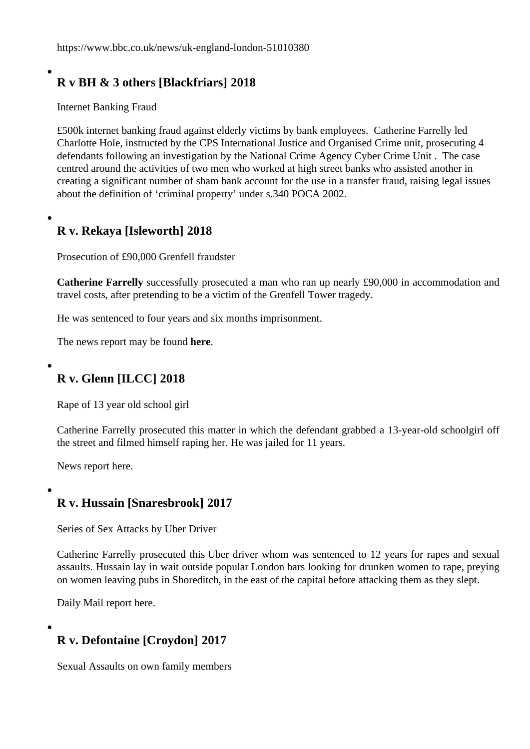https://www.bbc.co.uk/news/uk-england-london-51010380

- ### R v BH & 3 others [Blackfriars] 2018

  Internet Banking Fraud

  £500k internet banking fraud against elderly victims by bank employees. Catherine Farrelly led Charlotte Hole, instructed by the CPS International Justice and Organised Crime unit, prosecuting 4 defendants following an investigation by the National Crime Agency Cyber Crime Unit . The case centred around the activities of two men who worked at high street banks who assisted another in creating a significant number of sham bank account for the use in a transfer fraud, raising legal issues about the definition of 'criminal property' under s.340 POCA 2002.

- ### R v. Rekaya [Isleworth] 2018

  Prosecution of £90,000 Grenfell fraudster

  **Catherine Farrelly** successfully prosecuted a man who ran up nearly £90,000 in accommodation and travel costs, after pretending to be a victim of the Grenfell Tower tragedy.

  He was sentenced to four years and six months imprisonment.

  The news report may be found **here**.

- ### R v. Glenn [ILCC] 2018

  Rape of 13 year old school girl

  Catherine Farrelly prosecuted this matter in which the defendant grabbed a 13-year-old schoolgirl off the street and filmed himself raping her. He was jailed for 11 years.

  News report here.

- ### R v. Hussain [Snaresbrook] 2017

  Series of Sex Attacks by Uber Driver

  Catherine Farrelly prosecuted this Uber driver whom was sentenced to 12 years for rapes and sexual assaults. Hussain lay in wait outside popular London bars looking for drunken women to rape, preying on women leaving pubs in Shoreditch, in the east of the capital before attacking them as they slept.

  Daily Mail report here.

- ### R v. Defontaine [Croydon] 2017

  Sexual Assaults on own family members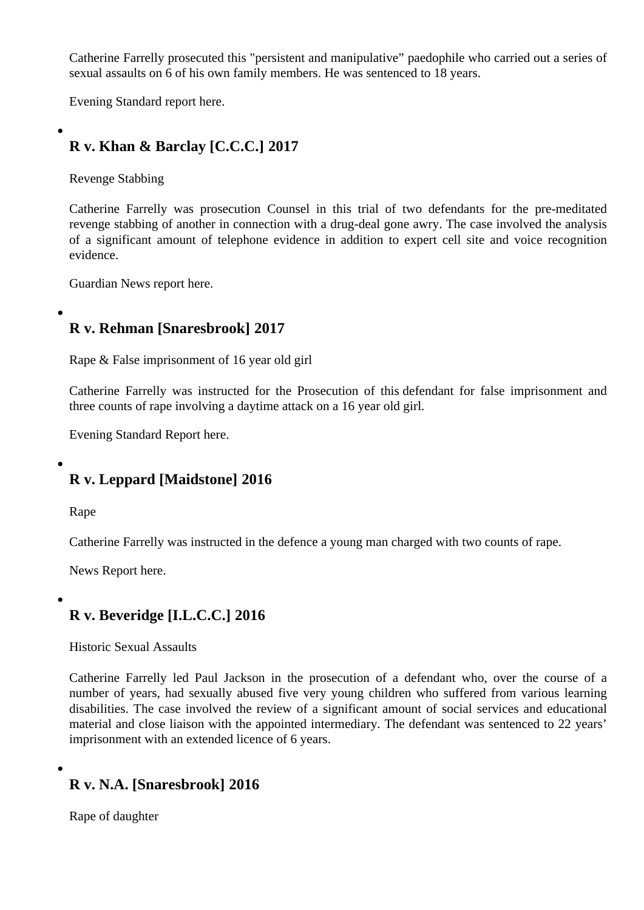Catherine Farrelly prosecuted this "persistent and manipulative” paedophile who carried out a series of sexual assaults on 6 of his own family members. He was sentenced to 18 years.

Evening Standard report here.

- ### R v. Khan & Barclay [C.C.C.] 2017

  Revenge Stabbing

  Catherine Farrelly was prosecution Counsel in this trial of two defendants for the pre-meditated revenge stabbing of another in connection with a drug-deal gone awry. The case involved the analysis of a significant amount of telephone evidence in addition to expert cell site and voice recognition evidence.

  Guardian News report here.

- ### R v. Rehman [Snaresbrook] 2017

  Rape & False imprisonment of 16 year old girl

  Catherine Farrelly was instructed for the Prosecution of this defendant for false imprisonment and three counts of rape involving a daytime attack on a 16 year old girl.

  Evening Standard Report here.

- ### R v. Leppard [Maidstone] 2016

  Rape

  Catherine Farrelly was instructed in the defence a young man charged with two counts of rape.

  News Report here.

- ### R v. Beveridge [I.L.C.C.] 2016

  Historic Sexual Assaults

  Catherine Farrelly led Paul Jackson in the prosecution of a defendant who, over the course of a number of years, had sexually abused five very young children who suffered from various learning disabilities. The case involved the review of a significant amount of social services and educational material and close liaison with the appointed intermediary. The defendant was sentenced to 22 years' imprisonment with an extended licence of 6 years.

- ### R v. N.A. [Snaresbrook] 2016

  Rape of daughter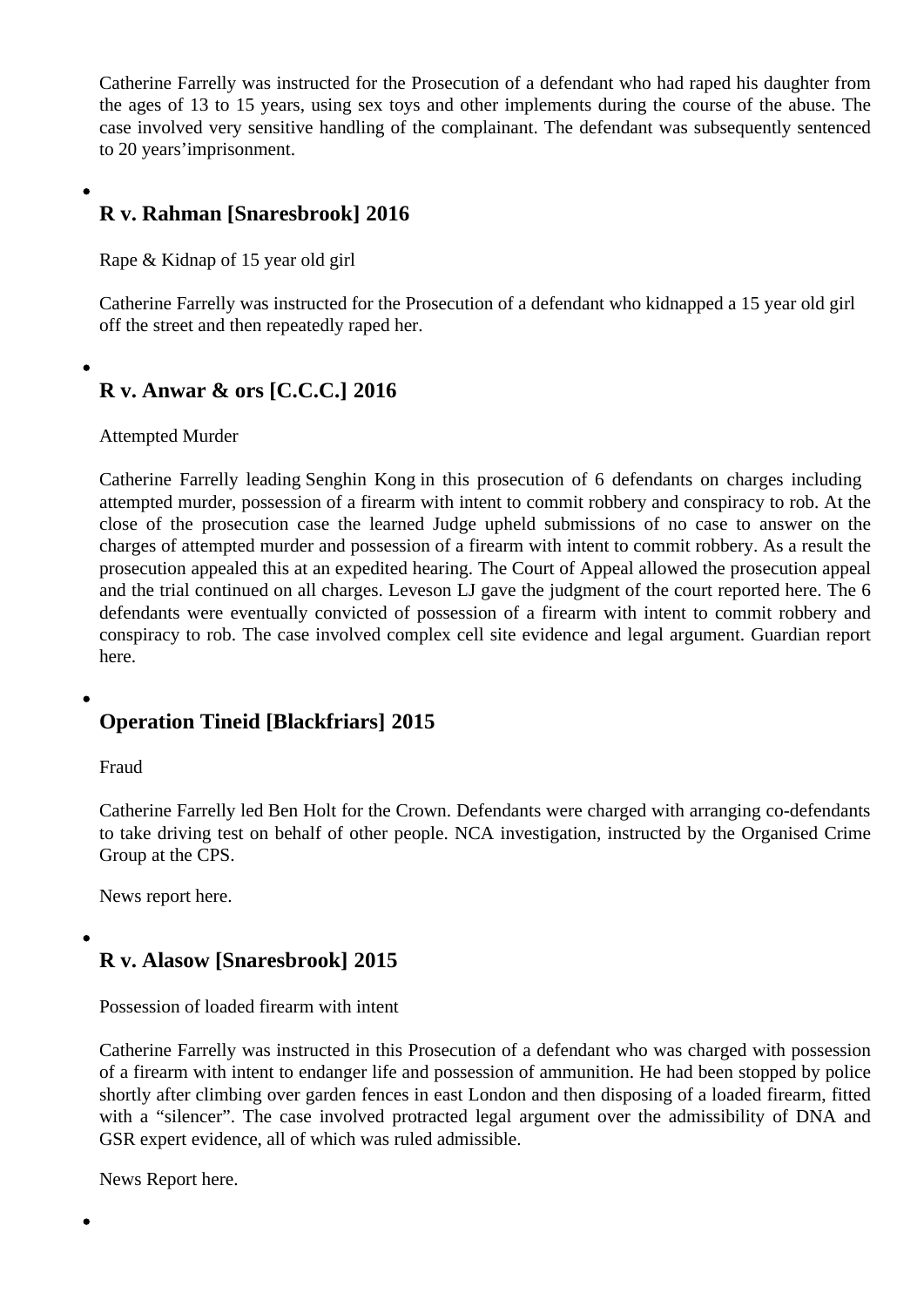Catherine Farrelly was instructed for the Prosecution of a defendant who had raped his daughter from the ages of 13 to 15 years, using sex toys and other implements during the course of the abuse. The case involved very sensitive handling of the complainant. The defendant was subsequently sentenced to 20 years'imprisonment.

- ### R v. Rahman [Snaresbrook] 2016

  Rape & Kidnap of 15 year old girl

  Catherine Farrelly was instructed for the Prosecution of a defendant who kidnapped a 15 year old girl off the street and then repeatedly raped her.

- ### R v. Anwar & ors [C.C.C.] 2016

  Attempted Murder

  Catherine Farrelly leading Senghin Kong in this prosecution of 6 defendants on charges including attempted murder, possession of a firearm with intent to commit robbery and conspiracy to rob. At the close of the prosecution case the learned Judge upheld submissions of no case to answer on the charges of attempted murder and possession of a firearm with intent to commit robbery. As a result the prosecution appealed this at an expedited hearing. The Court of Appeal allowed the prosecution appeal and the trial continued on all charges. Leveson LJ gave the judgment of the court reported here. The 6 defendants were eventually convicted of possession of a firearm with intent to commit robbery and conspiracy to rob. The case involved complex cell site evidence and legal argument. Guardian report here.

- ### Operation Tineid [Blackfriars] 2015

  Fraud

  Catherine Farrelly led Ben Holt for the Crown. Defendants were charged with arranging co-defendants to take driving test on behalf of other people. NCA investigation, instructed by the Organised Crime Group at the CPS.

  News report here.

- ### R v. Alasow [Snaresbrook] 2015

  Possession of loaded firearm with intent

  Catherine Farrelly was instructed in this Prosecution of a defendant who was charged with possession of a firearm with intent to endanger life and possession of ammunition. He had been stopped by police shortly after climbing over garden fences in east London and then disposing of a loaded firearm, fitted with a "silencer". The case involved protracted legal argument over the admissibility of DNA and GSR expert evidence, all of which was ruled admissible.

  News Report here.

-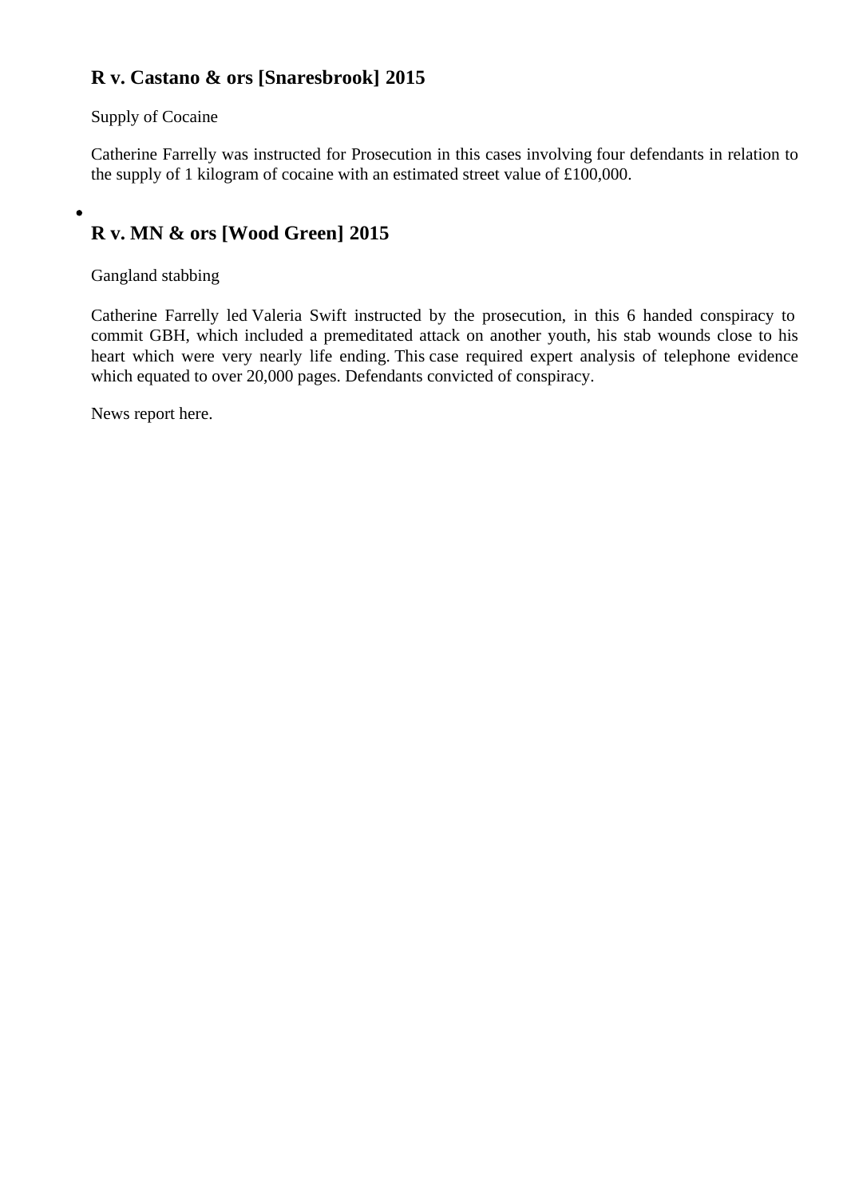### R v. Castano & ors [Snaresbrook] 2015

Supply of Cocaine

Catherine Farrelly was instructed for Prosecution in this cases involving four defendants in relation to the supply of 1 kilogram of cocaine with an estimated street value of £100,000.

- 

### R v. MN & ors [Wood Green] 2015

Gangland stabbing

Catherine Farrelly led Valeria Swift instructed by the prosecution, in this 6 handed conspiracy to commit GBH, which included a premeditated attack on another youth, his stab wounds close to his heart which were very nearly life ending. This case required expert analysis of telephone evidence which equated to over 20,000 pages. Defendants convicted of conspiracy.

News report here.